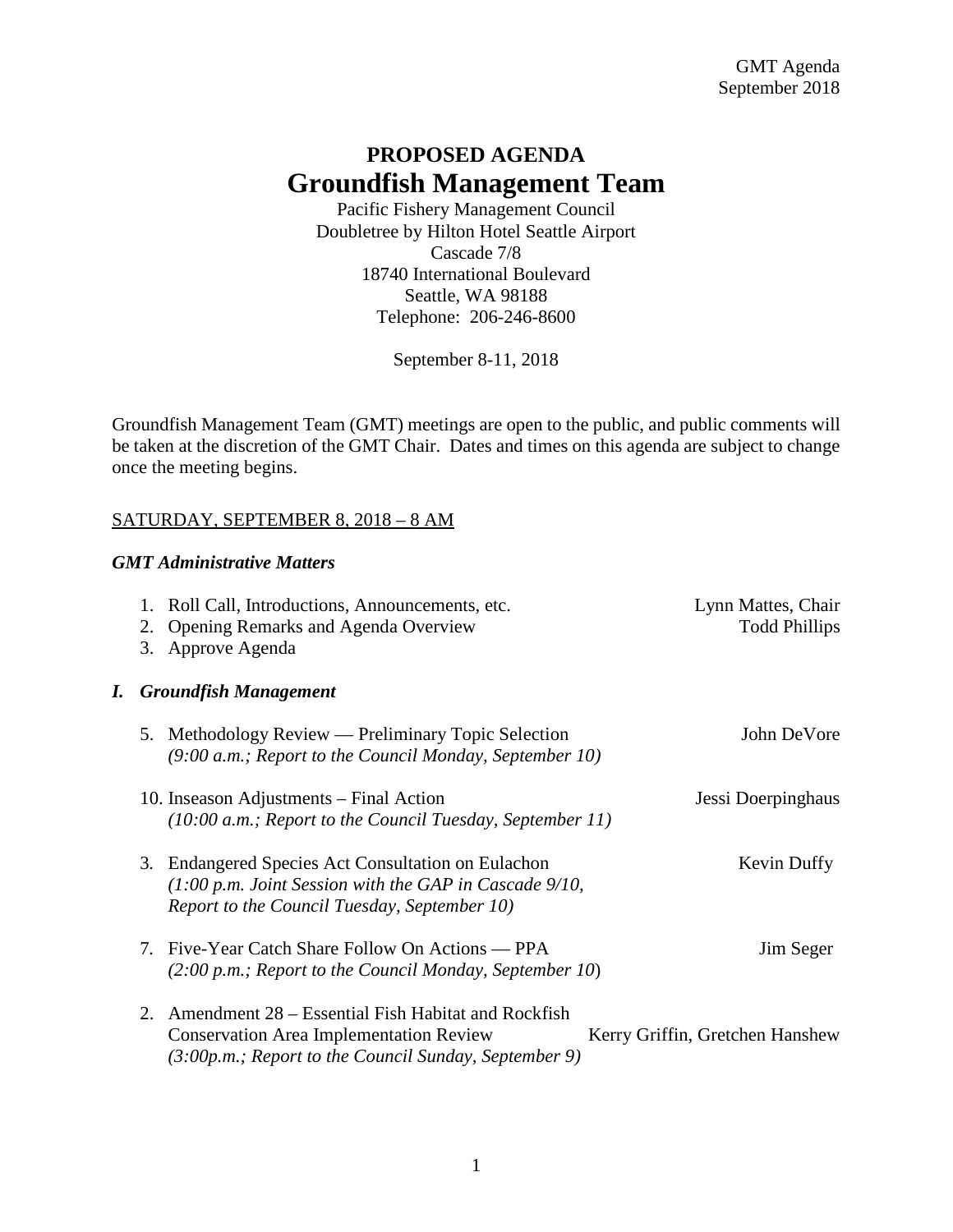GMT Agenda
September 2018

# PROPOSED AGENDA
# Groundfish Management Team

Pacific Fishery Management Council
Doubletree by Hilton Hotel Seattle Airport
Cascade 7/8
18740 International Boulevard
Seattle, WA 98188
Telephone: 206-246-8600

September 8-11, 2018

Groundfish Management Team (GMT) meetings are open to the public, and public comments will be taken at the discretion of the GMT Chair. Dates and times on this agenda are subject to change once the meeting begins.

SATURDAY, SEPTEMBER 8, 2018 – 8 AM

***GMT Administrative Matters***

1. Roll Call, Introductions, Announcements, etc. — Lynn Mattes, Chair
2. Opening Remarks and Agenda Overview — Todd Phillips
3. Approve Agenda

## *I. Groundfish Management*

5. Methodology Review — Preliminary Topic Selection — John DeVore
   *(9:00 a.m.; Report to the Council Monday, September 10)*

10. Inseason Adjustments – Final Action — Jessi Doerpinghaus
   *(10:00 a.m.; Report to the Council Tuesday, September 11)*

3. Endangered Species Act Consultation on Eulachon — Kevin Duffy
   *(1:00 p.m. Joint Session with the GAP in Cascade 9/10, Report to the Council Tuesday, September 10)*

7. Five-Year Catch Share Follow On Actions — PPA — Jim Seger
   *(2:00 p.m.; Report to the Council Monday, September 10)*

2. Amendment 28 – Essential Fish Habitat and Rockfish Conservation Area Implementation Review — Kerry Griffin, Gretchen Hanshew
   *(3:00p.m.; Report to the Council Sunday, September 9)*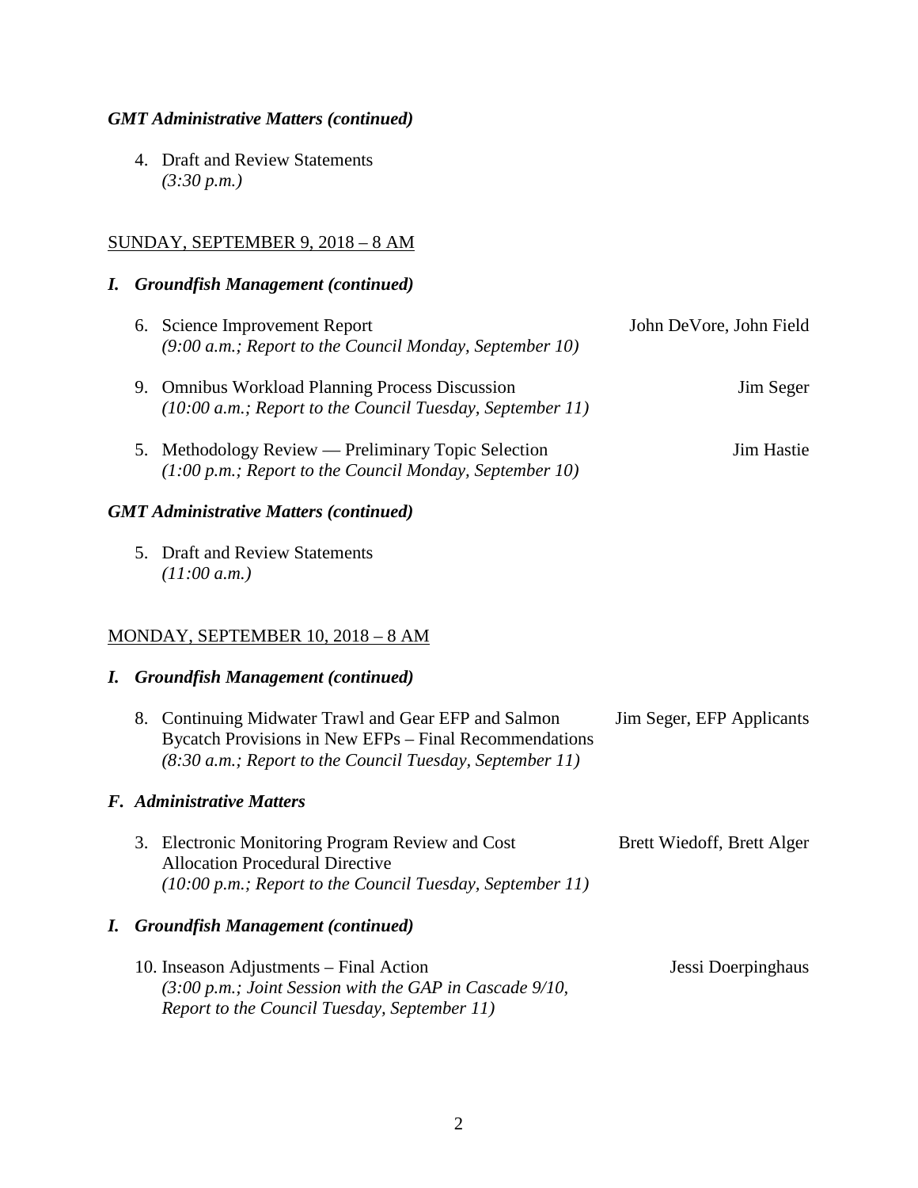### *GMT Administrative Matters (continued)*

4. Draft and Review Statements
   *(3:30 p.m.)*

SUNDAY, SEPTEMBER 9, 2018 – 8 AM

### *I. Groundfish Management (continued)*

6. Science Improvement Report — John DeVore, John Field
   *(9:00 a.m.; Report to the Council Monday, September 10)*

9. Omnibus Workload Planning Process Discussion — Jim Seger
   *(10:00 a.m.; Report to the Council Tuesday, September 11)*

5. Methodology Review — Preliminary Topic Selection — Jim Hastie
   *(1:00 p.m.; Report to the Council Monday, September 10)*

### *GMT Administrative Matters (continued)*

5. Draft and Review Statements
   *(11:00 a.m.)*

MONDAY, SEPTEMBER 10, 2018 – 8 AM

### *I. Groundfish Management (continued)*

8. Continuing Midwater Trawl and Gear EFP and Salmon Bycatch Provisions in New EFPs – Final Recommendations — Jim Seger, EFP Applicants
   *(8:30 a.m.; Report to the Council Tuesday, September 11)*

### *F. Administrative Matters*

3. Electronic Monitoring Program Review and Cost Allocation Procedural Directive — Brett Wiedoff, Brett Alger
   *(10:00 p.m.; Report to the Council Tuesday, September 11)*

### *I. Groundfish Management (continued)*

10. Inseason Adjustments – Final Action — Jessi Doerpinghaus
    *(3:00 p.m.; Joint Session with the GAP in Cascade 9/10, Report to the Council Tuesday, September 11)*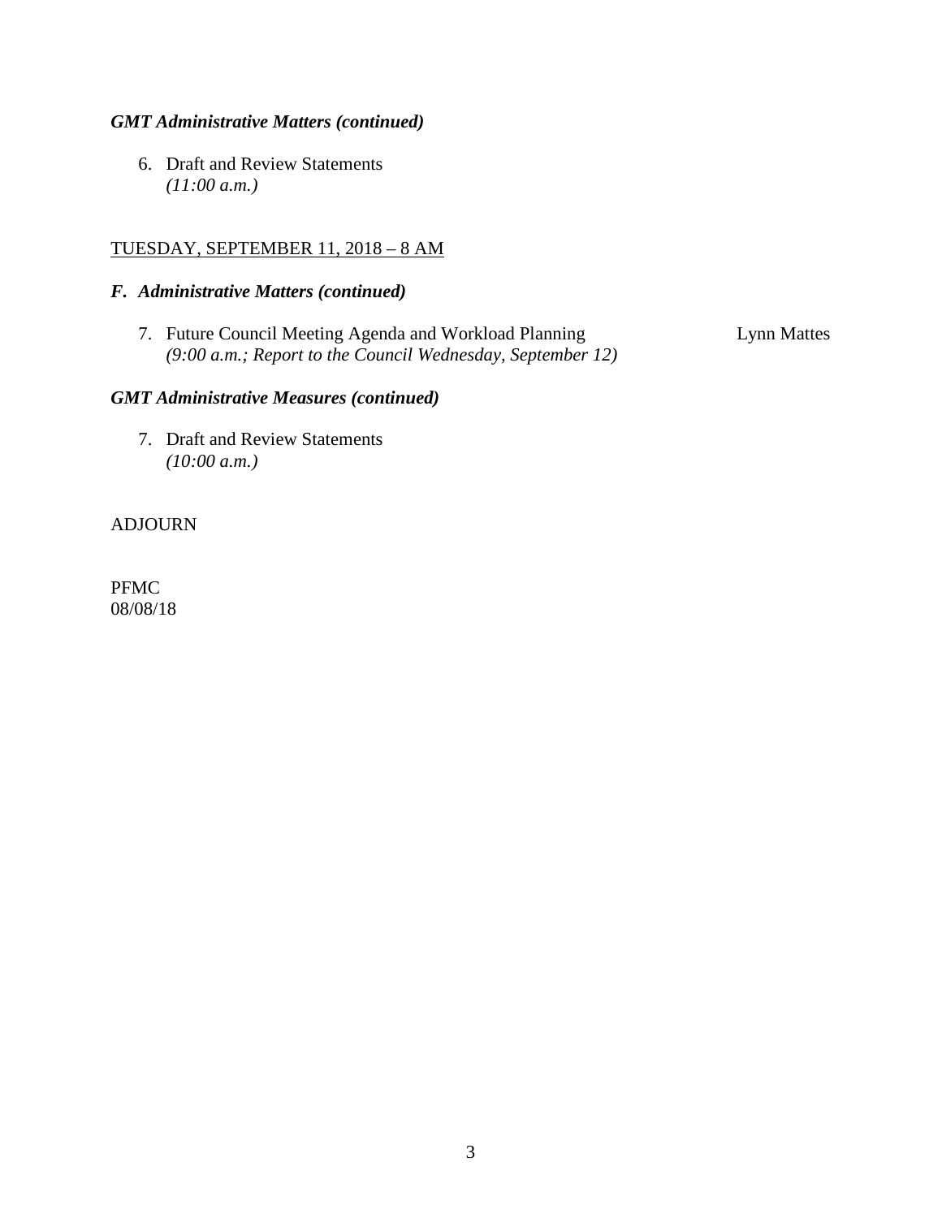***GMT Administrative Matters (continued)***

6. Draft and Review Statements
   *(11:00 a.m.)*

TUESDAY, SEPTEMBER 11, 2018 – 8 AM

***F. Administrative Matters (continued)***

7. Future Council Meeting Agenda and Workload Planning — Lynn Mattes
   *(9:00 a.m.; Report to the Council Wednesday, September 12)*

***GMT Administrative Measures (continued)***

7. Draft and Review Statements
   *(10:00 a.m.)*

ADJOURN

PFMC
08/08/18